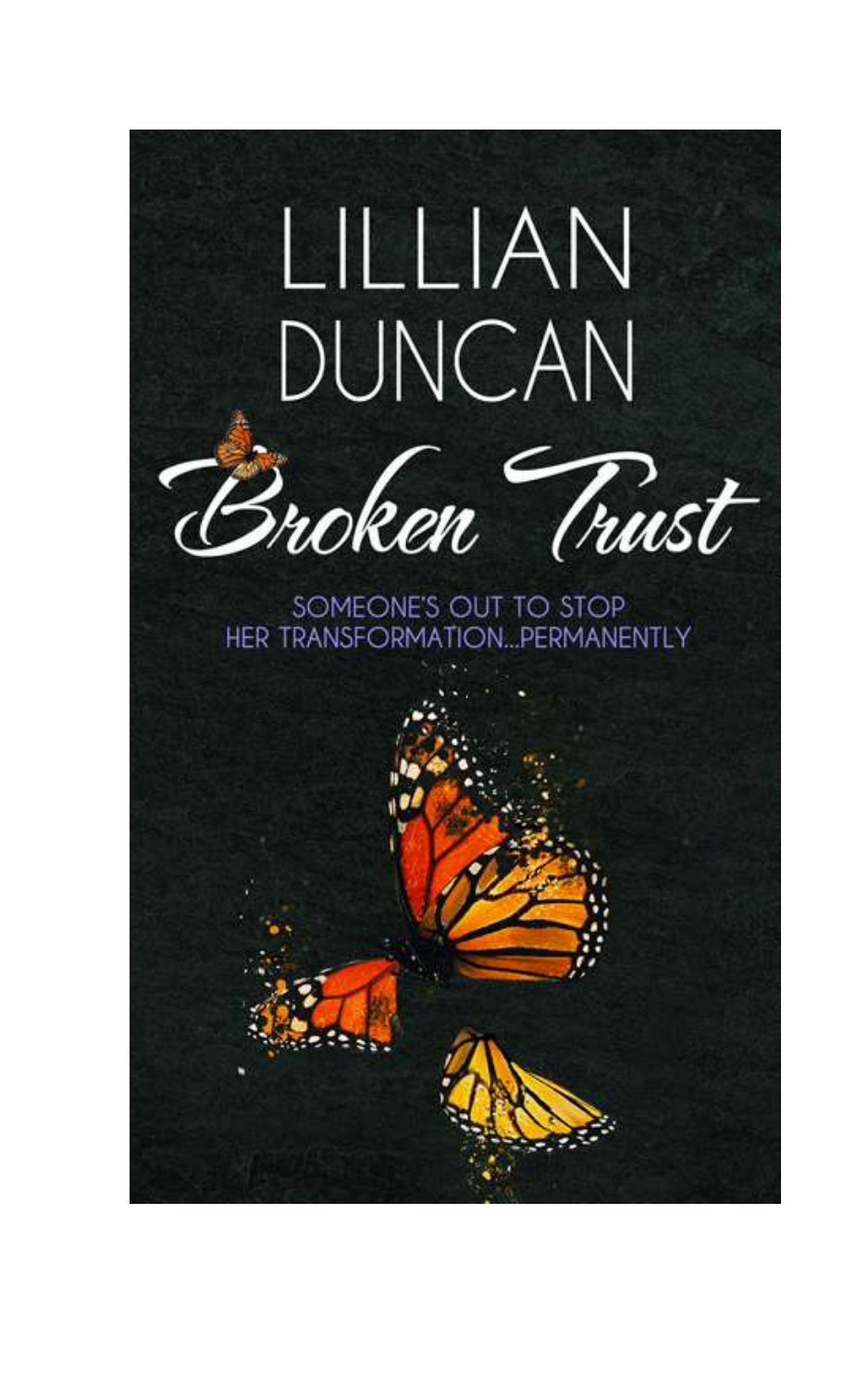# LILLIAN DUNCAN

# Broken Trust

SOMEONE'S OUT TO STOP HER TRANSFORMATION...PERMANENTLY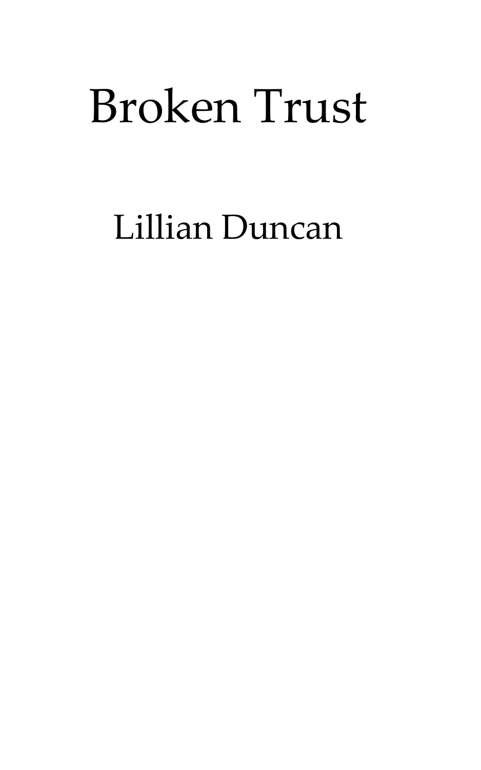# Broken Trust

Lillian Duncan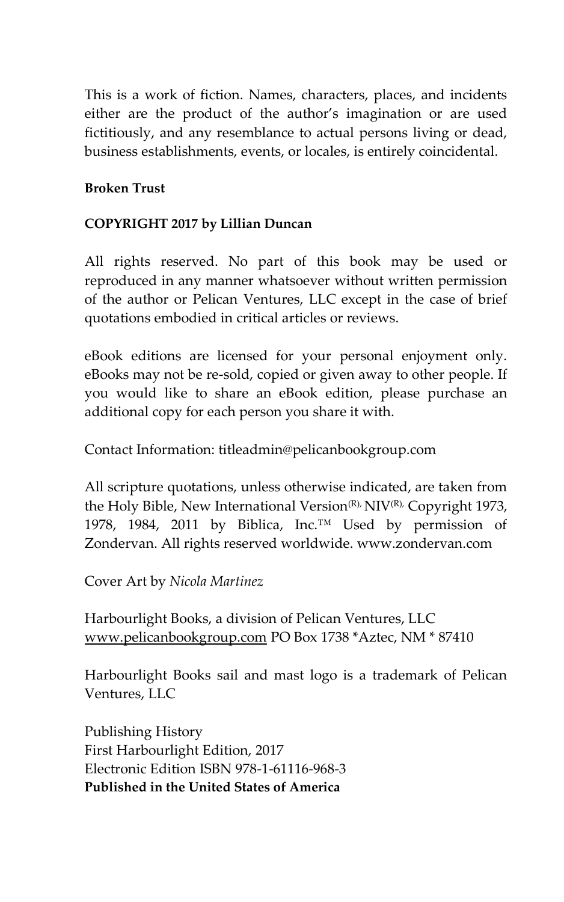This is a work of fiction. Names, characters, places, and incidents either are the product of the author's imagination or are used fictitiously, and any resemblance to actual persons living or dead, business establishments, events, or locales, is entirely coincidental.

**Broken Trust**

**COPYRIGHT 2017 by Lillian Duncan**

All rights reserved. No part of this book may be used or reproduced in any manner whatsoever without written permission of the author or Pelican Ventures, LLC except in the case of brief quotations embodied in critical articles or reviews.

eBook editions are licensed for your personal enjoyment only. eBooks may not be re-sold, copied or given away to other people. If you would like to share an eBook edition, please purchase an additional copy for each person you share it with.

Contact Information: titleadmin@pelicanbookgroup.com

All scripture quotations, unless otherwise indicated, are taken from the Holy Bible, New International Version(R), NIV(R), Copyright 1973, 1978, 1984, 2011 by Biblica, Inc.™ Used by permission of Zondervan. All rights reserved worldwide. www.zondervan.com

Cover Art by *Nicola Martinez*

Harbourlight Books, a division of Pelican Ventures, LLC
www.pelicanbookgroup.com PO Box 1738 *Aztec, NM * 87410

Harbourlight Books sail and mast logo is a trademark of Pelican Ventures, LLC

Publishing History
First Harbourlight Edition, 2017
Electronic Edition ISBN 978-1-61116-968-3
**Published in the United States of America**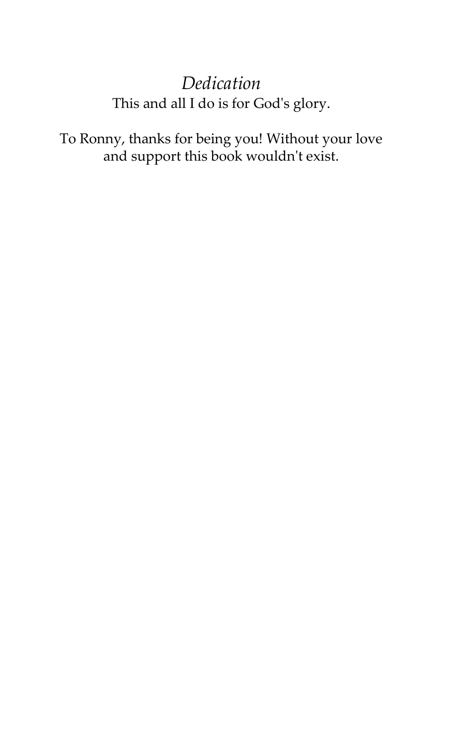*Dedication*

This and all I do is for God's glory.

To Ronny, thanks for being you! Without your love and support this book wouldn't exist.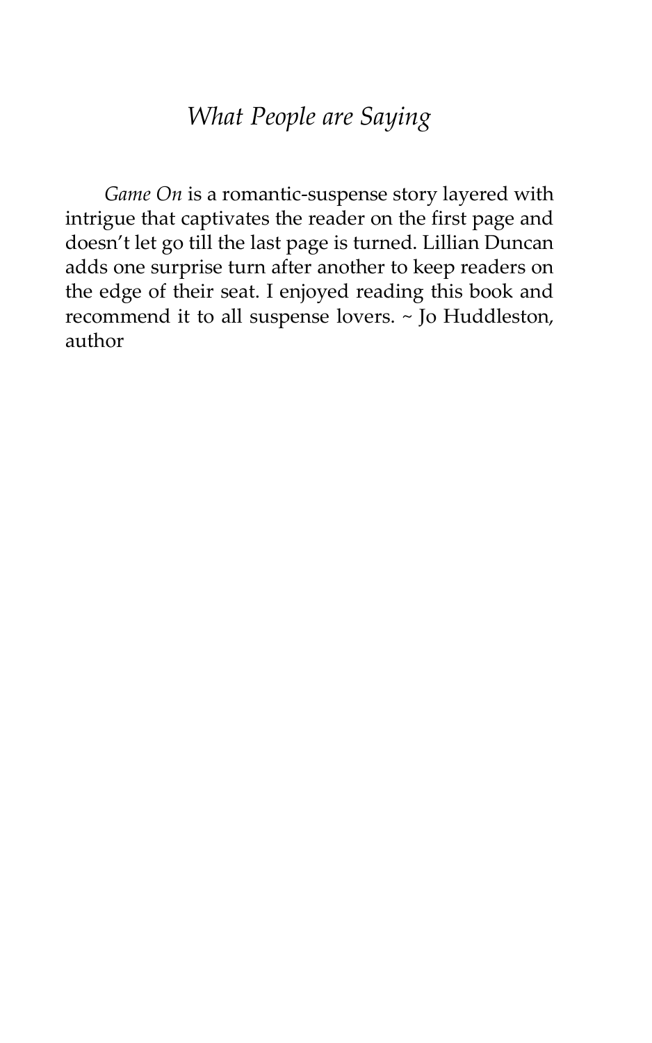## *What People are Saying*

*Game On* is a romantic-suspense story layered with intrigue that captivates the reader on the first page and doesn't let go till the last page is turned. Lillian Duncan adds one surprise turn after another to keep readers on the edge of their seat. I enjoyed reading this book and recommend it to all suspense lovers. ~ Jo Huddleston, author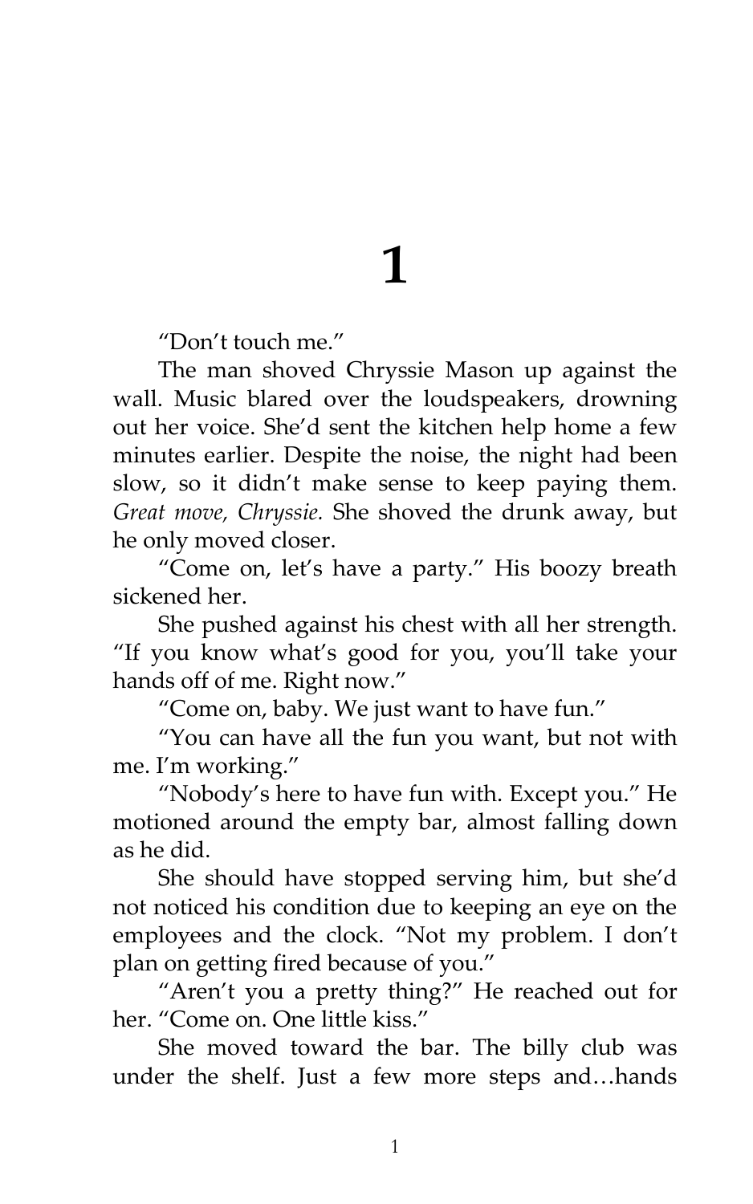# 1

"Don't touch me."

The man shoved Chryssie Mason up against the wall. Music blared over the loudspeakers, drowning out her voice. She'd sent the kitchen help home a few minutes earlier. Despite the noise, the night had been slow, so it didn't make sense to keep paying them. *Great move, Chryssie.* She shoved the drunk away, but he only moved closer.

"Come on, let's have a party." His boozy breath sickened her.

She pushed against his chest with all her strength. "If you know what's good for you, you'll take your hands off of me. Right now."

"Come on, baby. We just want to have fun."

"You can have all the fun you want, but not with me. I'm working."

"Nobody's here to have fun with. Except you." He motioned around the empty bar, almost falling down as he did.

She should have stopped serving him, but she'd not noticed his condition due to keeping an eye on the employees and the clock. "Not my problem. I don't plan on getting fired because of you."

"Aren't you a pretty thing?" He reached out for her. "Come on. One little kiss."

She moved toward the bar. The billy club was under the shelf. Just a few more steps and…hands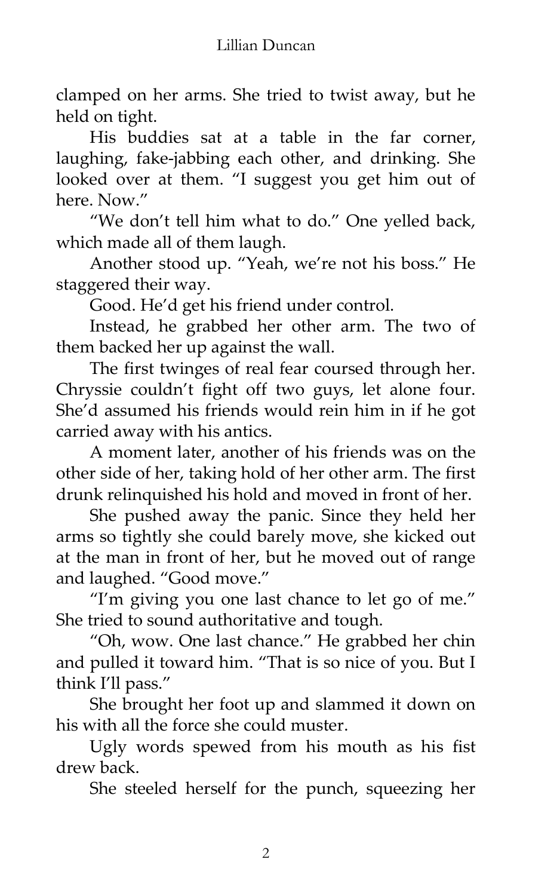clamped on her arms. She tried to twist away, but he held on tight.

His buddies sat at a table in the far corner, laughing, fake-jabbing each other, and drinking. She looked over at them. "I suggest you get him out of here. Now."

"We don't tell him what to do." One yelled back, which made all of them laugh.

Another stood up. "Yeah, we're not his boss." He staggered their way.

Good. He'd get his friend under control.

Instead, he grabbed her other arm. The two of them backed her up against the wall.

The first twinges of real fear coursed through her. Chryssie couldn't fight off two guys, let alone four. She'd assumed his friends would rein him in if he got carried away with his antics.

A moment later, another of his friends was on the other side of her, taking hold of her other arm. The first drunk relinquished his hold and moved in front of her.

She pushed away the panic. Since they held her arms so tightly she could barely move, she kicked out at the man in front of her, but he moved out of range and laughed. "Good move."

"I'm giving you one last chance to let go of me." She tried to sound authoritative and tough.

"Oh, wow. One last chance." He grabbed her chin and pulled it toward him. "That is so nice of you. But I think I'll pass."

She brought her foot up and slammed it down on his with all the force she could muster.

Ugly words spewed from his mouth as his fist drew back.

She steeled herself for the punch, squeezing her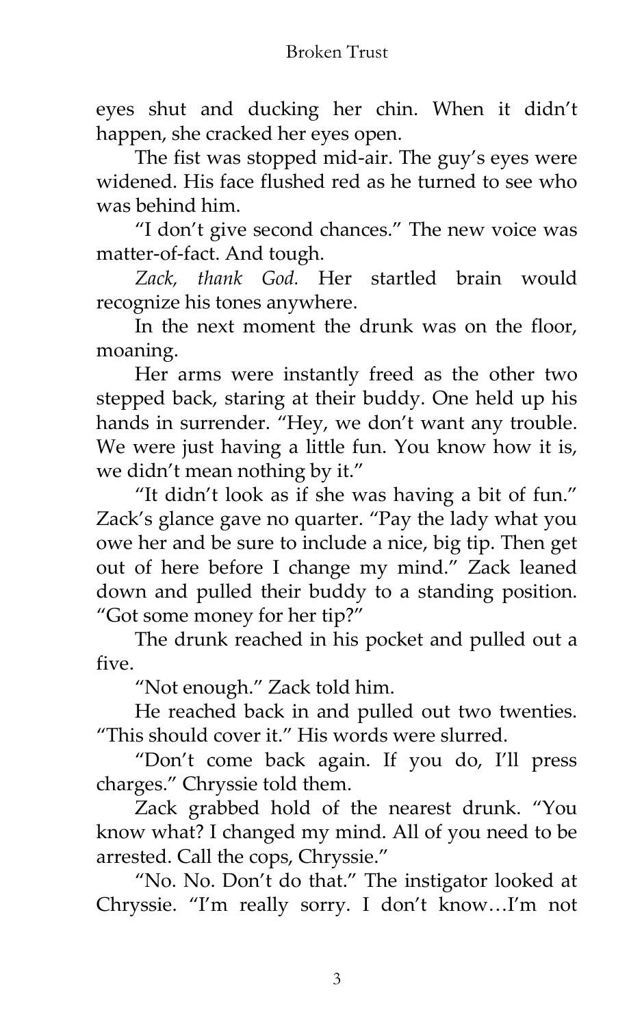eyes shut and ducking her chin. When it didn't happen, she cracked her eyes open.

The fist was stopped mid-air. The guy's eyes were widened. His face flushed red as he turned to see who was behind him.

"I don't give second chances." The new voice was matter-of-fact. And tough.

*Zack, thank God.* Her startled brain would recognize his tones anywhere.

In the next moment the drunk was on the floor, moaning.

Her arms were instantly freed as the other two stepped back, staring at their buddy. One held up his hands in surrender. "Hey, we don't want any trouble. We were just having a little fun. You know how it is, we didn't mean nothing by it."

"It didn't look as if she was having a bit of fun." Zack's glance gave no quarter. "Pay the lady what you owe her and be sure to include a nice, big tip. Then get out of here before I change my mind." Zack leaned down and pulled their buddy to a standing position. "Got some money for her tip?"

The drunk reached in his pocket and pulled out a five.

"Not enough." Zack told him.

He reached back in and pulled out two twenties. "This should cover it." His words were slurred.

"Don't come back again. If you do, I'll press charges." Chryssie told them.

Zack grabbed hold of the nearest drunk. "You know what? I changed my mind. All of you need to be arrested. Call the cops, Chryssie."

"No. No. Don't do that." The instigator looked at Chryssie. "I'm really sorry. I don't know…I'm not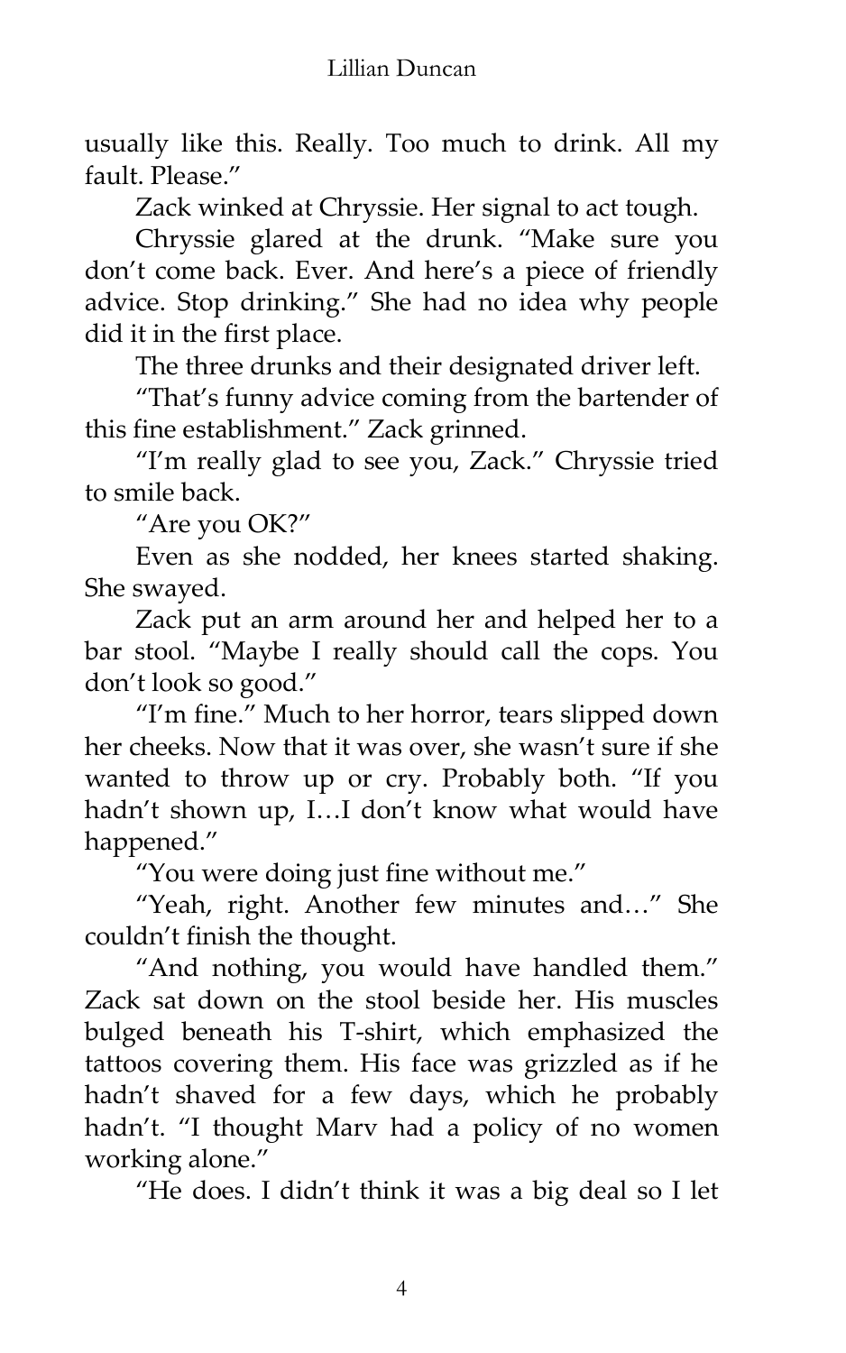usually like this. Really. Too much to drink. All my fault. Please."

Zack winked at Chryssie. Her signal to act tough.

Chryssie glared at the drunk. "Make sure you don't come back. Ever. And here's a piece of friendly advice. Stop drinking." She had no idea why people did it in the first place.

The three drunks and their designated driver left.

"That's funny advice coming from the bartender of this fine establishment." Zack grinned.

"I'm really glad to see you, Zack." Chryssie tried to smile back.

"Are you OK?"

Even as she nodded, her knees started shaking. She swayed.

Zack put an arm around her and helped her to a bar stool. "Maybe I really should call the cops. You don't look so good."

"I'm fine." Much to her horror, tears slipped down her cheeks. Now that it was over, she wasn't sure if she wanted to throw up or cry. Probably both. "If you hadn't shown up, I…I don't know what would have happened."

"You were doing just fine without me."

"Yeah, right. Another few minutes and…" She couldn't finish the thought.

"And nothing, you would have handled them." Zack sat down on the stool beside her. His muscles bulged beneath his T-shirt, which emphasized the tattoos covering them. His face was grizzled as if he hadn't shaved for a few days, which he probably hadn't. "I thought Marv had a policy of no women working alone."

"He does. I didn't think it was a big deal so I let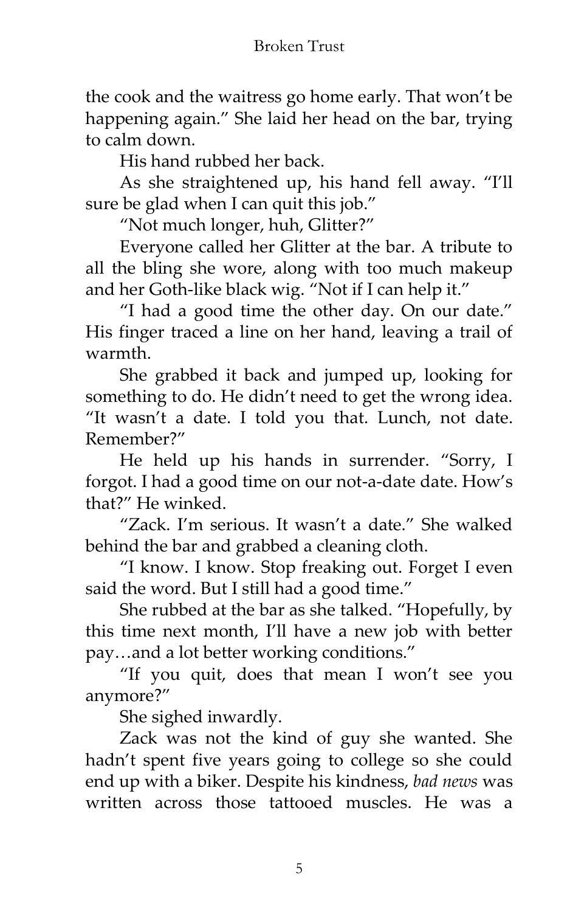the cook and the waitress go home early. That won't be happening again." She laid her head on the bar, trying to calm down.

His hand rubbed her back.

As she straightened up, his hand fell away. "I'll sure be glad when I can quit this job."

"Not much longer, huh, Glitter?"

Everyone called her Glitter at the bar. A tribute to all the bling she wore, along with too much makeup and her Goth-like black wig. "Not if I can help it."

"I had a good time the other day. On our date." His finger traced a line on her hand, leaving a trail of warmth.

She grabbed it back and jumped up, looking for something to do. He didn't need to get the wrong idea. "It wasn't a date. I told you that. Lunch, not date. Remember?"

He held up his hands in surrender. "Sorry, I forgot. I had a good time on our not-a-date date. How's that?" He winked.

"Zack. I'm serious. It wasn't a date." She walked behind the bar and grabbed a cleaning cloth.

"I know. I know. Stop freaking out. Forget I even said the word. But I still had a good time."

She rubbed at the bar as she talked. "Hopefully, by this time next month, I'll have a new job with better pay…and a lot better working conditions."

"If you quit, does that mean I won't see you anymore?"

She sighed inwardly.

Zack was not the kind of guy she wanted. She hadn't spent five years going to college so she could end up with a biker. Despite his kindness, *bad news* was written across those tattooed muscles. He was a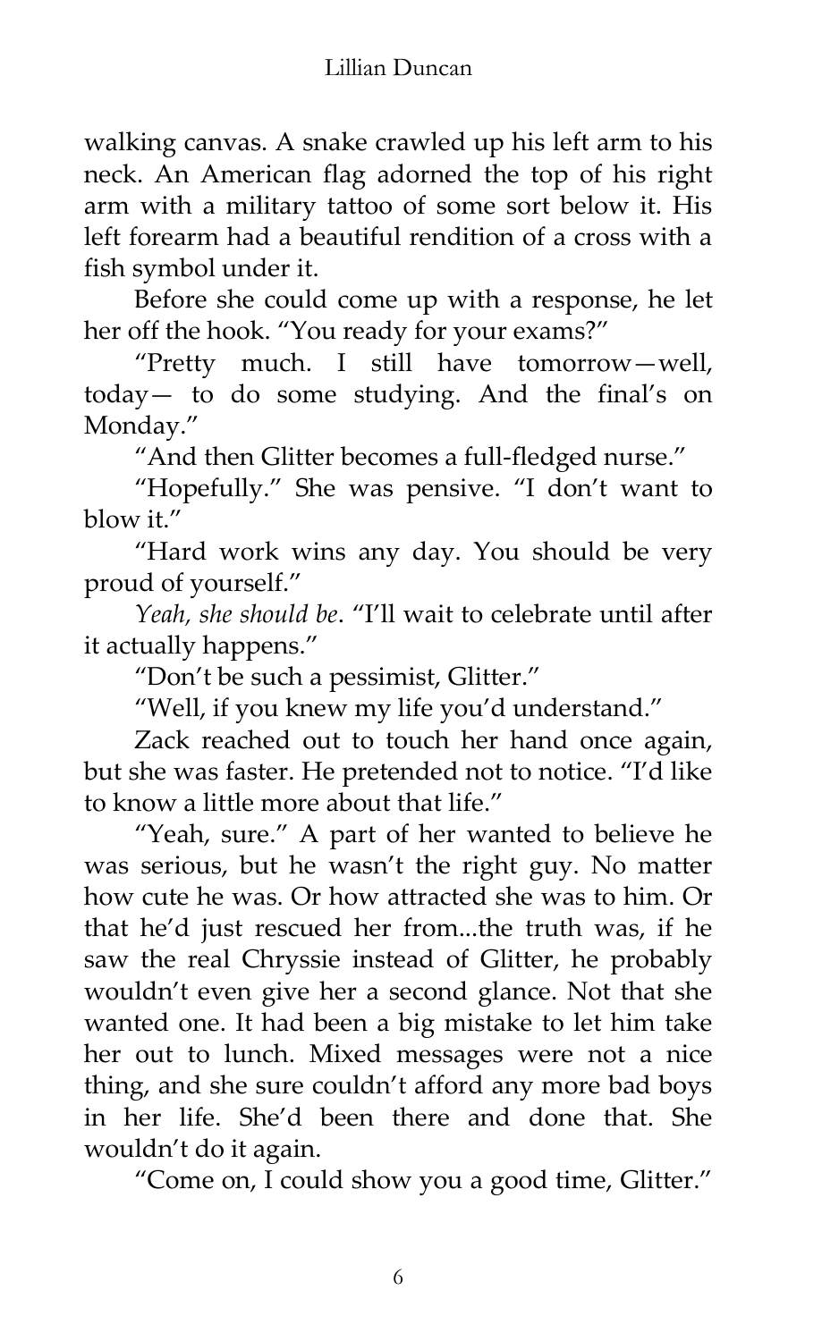walking canvas. A snake crawled up his left arm to his neck. An American flag adorned the top of his right arm with a military tattoo of some sort below it. His left forearm had a beautiful rendition of a cross with a fish symbol under it.

Before she could come up with a response, he let her off the hook. "You ready for your exams?"

"Pretty much. I still have tomorrow—well, today— to do some studying. And the final's on Monday."

"And then Glitter becomes a full-fledged nurse."

"Hopefully." She was pensive. "I don't want to blow it."

"Hard work wins any day. You should be very proud of yourself."

*Yeah, she should be*. "I'll wait to celebrate until after it actually happens."

"Don't be such a pessimist, Glitter."

"Well, if you knew my life you'd understand."

Zack reached out to touch her hand once again, but she was faster. He pretended not to notice. "I'd like to know a little more about that life."

"Yeah, sure." A part of her wanted to believe he was serious, but he wasn't the right guy. No matter how cute he was. Or how attracted she was to him. Or that he'd just rescued her from...the truth was, if he saw the real Chryssie instead of Glitter, he probably wouldn't even give her a second glance. Not that she wanted one. It had been a big mistake to let him take her out to lunch. Mixed messages were not a nice thing, and she sure couldn't afford any more bad boys in her life. She'd been there and done that. She wouldn't do it again.

"Come on, I could show you a good time, Glitter."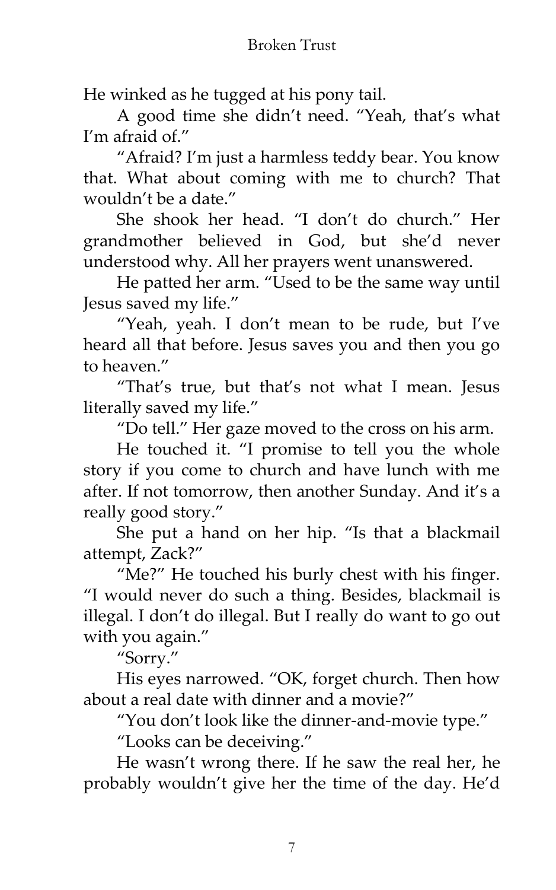He winked as he tugged at his pony tail.

A good time she didn't need. "Yeah, that's what I'm afraid of."

"Afraid? I'm just a harmless teddy bear. You know that. What about coming with me to church? That wouldn't be a date."

She shook her head. "I don't do church." Her grandmother believed in God, but she'd never understood why. All her prayers went unanswered.

He patted her arm. "Used to be the same way until Jesus saved my life."

"Yeah, yeah. I don't mean to be rude, but I've heard all that before. Jesus saves you and then you go to heaven."

"That's true, but that's not what I mean. Jesus literally saved my life."

"Do tell." Her gaze moved to the cross on his arm.

He touched it. "I promise to tell you the whole story if you come to church and have lunch with me after. If not tomorrow, then another Sunday. And it's a really good story."

She put a hand on her hip. "Is that a blackmail attempt, Zack?"

"Me?" He touched his burly chest with his finger. "I would never do such a thing. Besides, blackmail is illegal. I don't do illegal. But I really do want to go out with you again."

"Sorry."

His eyes narrowed. "OK, forget church. Then how about a real date with dinner and a movie?"

"You don't look like the dinner-and-movie type."

"Looks can be deceiving."

He wasn't wrong there. If he saw the real her, he probably wouldn't give her the time of the day. He'd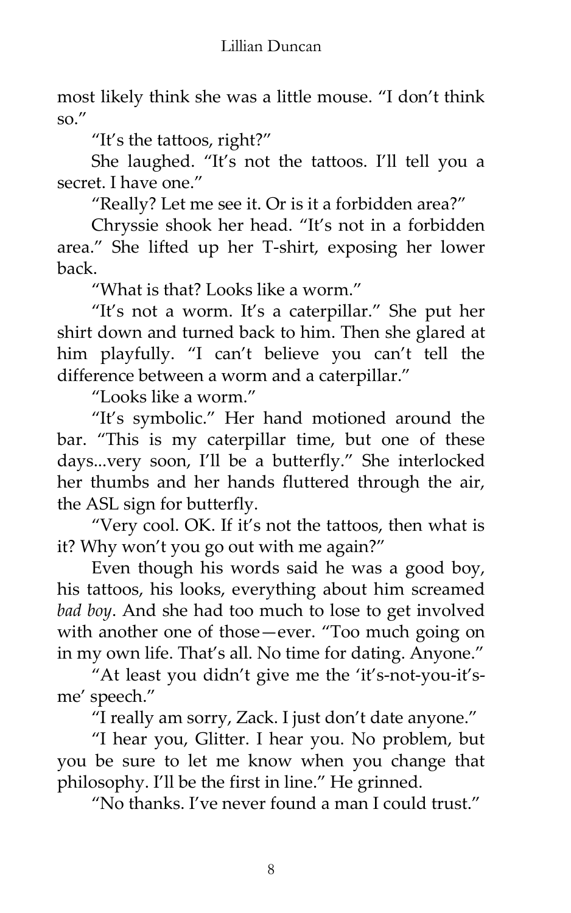most likely think she was a little mouse. "I don't think so."

"It's the tattoos, right?"

She laughed. "It's not the tattoos. I'll tell you a secret. I have one."

"Really? Let me see it. Or is it a forbidden area?"

Chryssie shook her head. "It's not in a forbidden area." She lifted up her T-shirt, exposing her lower back.

"What is that? Looks like a worm."

"It's not a worm. It's a caterpillar." She put her shirt down and turned back to him. Then she glared at him playfully. "I can't believe you can't tell the difference between a worm and a caterpillar."

"Looks like a worm."

"It's symbolic." Her hand motioned around the bar. "This is my caterpillar time, but one of these days...very soon, I'll be a butterfly." She interlocked her thumbs and her hands fluttered through the air, the ASL sign for butterfly.

"Very cool. OK. If it's not the tattoos, then what is it? Why won't you go out with me again?"

Even though his words said he was a good boy, his tattoos, his looks, everything about him screamed *bad boy*. And she had too much to lose to get involved with another one of those—ever. "Too much going on in my own life. That's all. No time for dating. Anyone."

"At least you didn't give me the 'it's-not-you-it's-me' speech."

"I really am sorry, Zack. I just don't date anyone."

"I hear you, Glitter. I hear you. No problem, but you be sure to let me know when you change that philosophy. I'll be the first in line." He grinned.

"No thanks. I've never found a man I could trust."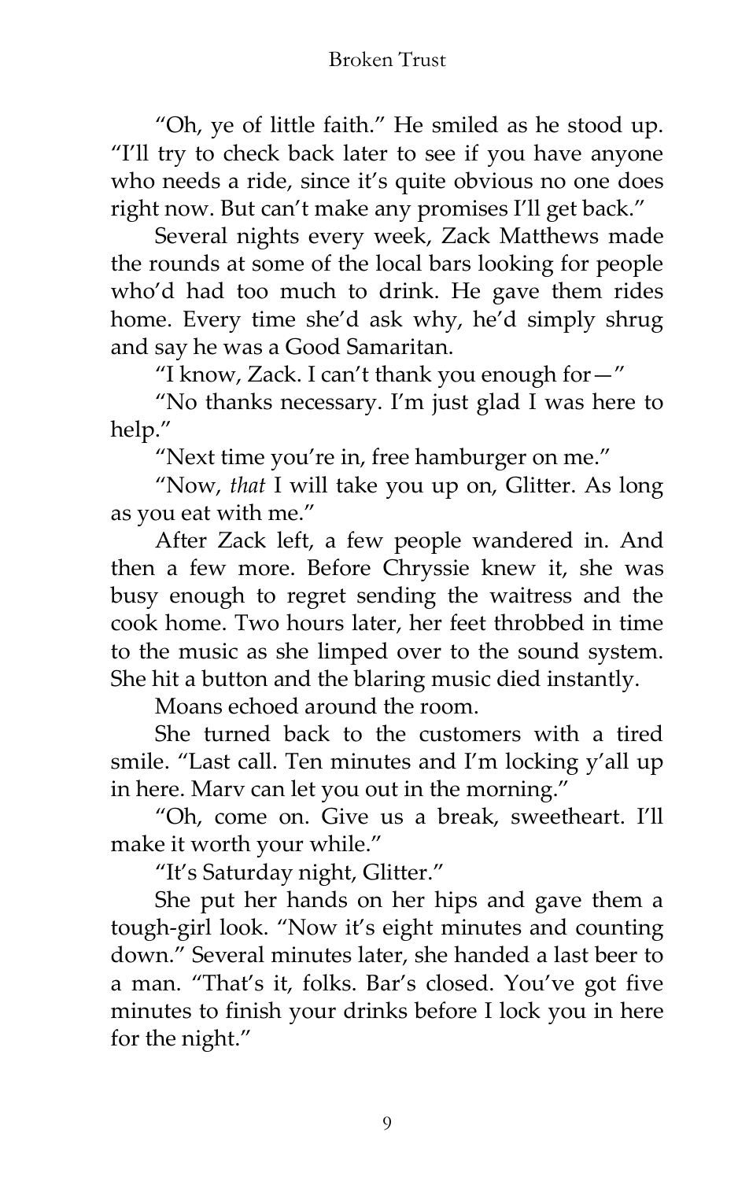"Oh, ye of little faith." He smiled as he stood up. "I'll try to check back later to see if you have anyone who needs a ride, since it's quite obvious no one does right now. But can't make any promises I'll get back."

Several nights every week, Zack Matthews made the rounds at some of the local bars looking for people who'd had too much to drink. He gave them rides home. Every time she'd ask why, he'd simply shrug and say he was a Good Samaritan.

"I know, Zack. I can't thank you enough for—"

"No thanks necessary. I'm just glad I was here to help."

"Next time you're in, free hamburger on me."

"Now, *that* I will take you up on, Glitter. As long as you eat with me."

After Zack left, a few people wandered in. And then a few more. Before Chryssie knew it, she was busy enough to regret sending the waitress and the cook home. Two hours later, her feet throbbed in time to the music as she limped over to the sound system. She hit a button and the blaring music died instantly.

Moans echoed around the room.

She turned back to the customers with a tired smile. "Last call. Ten minutes and I'm locking y'all up in here. Marv can let you out in the morning."

"Oh, come on. Give us a break, sweetheart. I'll make it worth your while."

"It's Saturday night, Glitter."

She put her hands on her hips and gave them a tough-girl look. "Now it's eight minutes and counting down." Several minutes later, she handed a last beer to a man. "That's it, folks. Bar's closed. You've got five minutes to finish your drinks before I lock you in here for the night."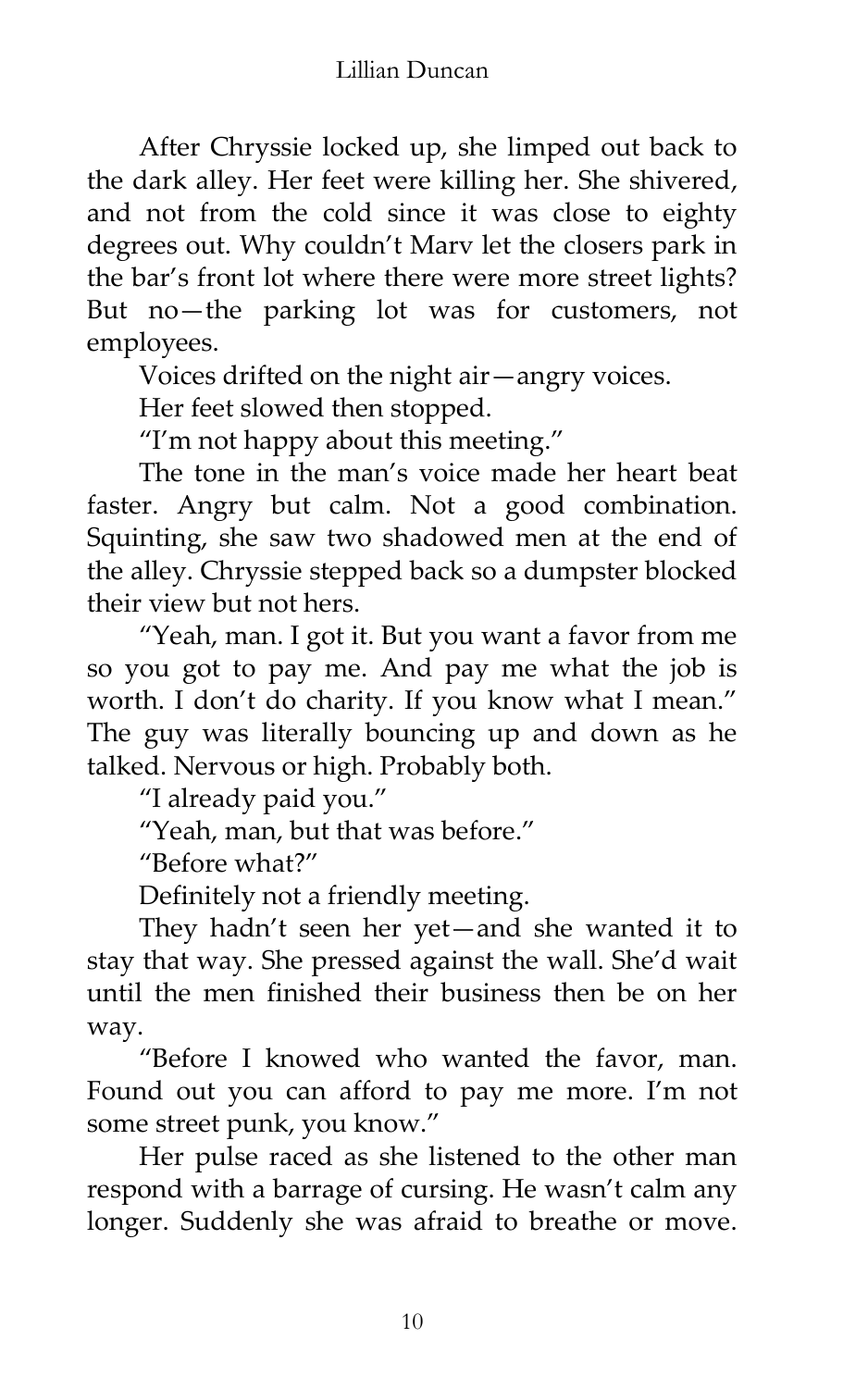After Chryssie locked up, she limped out back to the dark alley. Her feet were killing her. She shivered, and not from the cold since it was close to eighty degrees out. Why couldn't Marv let the closers park in the bar's front lot where there were more street lights? But no—the parking lot was for customers, not employees.

Voices drifted on the night air—angry voices.

Her feet slowed then stopped.

"I'm not happy about this meeting."

The tone in the man's voice made her heart beat faster. Angry but calm. Not a good combination. Squinting, she saw two shadowed men at the end of the alley. Chryssie stepped back so a dumpster blocked their view but not hers.

"Yeah, man. I got it. But you want a favor from me so you got to pay me. And pay me what the job is worth. I don't do charity. If you know what I mean." The guy was literally bouncing up and down as he talked. Nervous or high. Probably both.

"I already paid you."

"Yeah, man, but that was before."

"Before what?"

Definitely not a friendly meeting.

They hadn't seen her yet—and she wanted it to stay that way. She pressed against the wall. She'd wait until the men finished their business then be on her way.

"Before I knowed who wanted the favor, man. Found out you can afford to pay me more. I'm not some street punk, you know."

Her pulse raced as she listened to the other man respond with a barrage of cursing. He wasn't calm any longer. Suddenly she was afraid to breathe or move.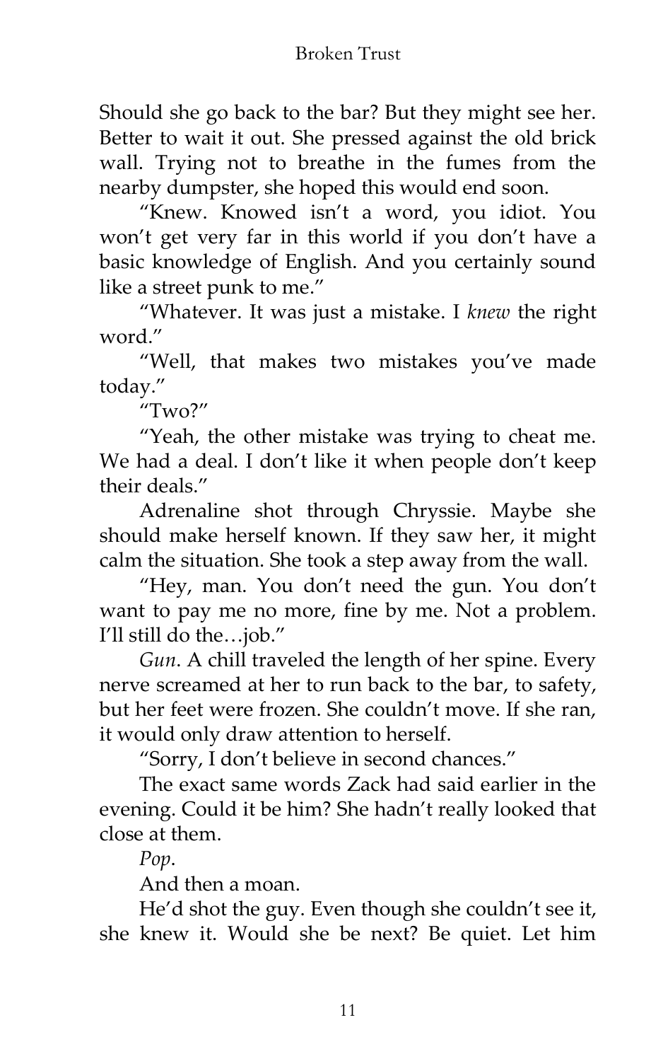Should she go back to the bar? But they might see her. Better to wait it out. She pressed against the old brick wall. Trying not to breathe in the fumes from the nearby dumpster, she hoped this would end soon.

"Knew. Knowed isn't a word, you idiot. You won't get very far in this world if you don't have a basic knowledge of English. And you certainly sound like a street punk to me."

"Whatever. It was just a mistake. I *knew* the right word."

"Well, that makes two mistakes you've made today."

"Two?"

"Yeah, the other mistake was trying to cheat me. We had a deal. I don't like it when people don't keep their deals."

Adrenaline shot through Chryssie. Maybe she should make herself known. If they saw her, it might calm the situation. She took a step away from the wall.

"Hey, man. You don't need the gun. You don't want to pay me no more, fine by me. Not a problem. I'll still do the…job."

*Gun*. A chill traveled the length of her spine. Every nerve screamed at her to run back to the bar, to safety, but her feet were frozen. She couldn't move. If she ran, it would only draw attention to herself.

"Sorry, I don't believe in second chances."

The exact same words Zack had said earlier in the evening. Could it be him? She hadn't really looked that close at them.

*Pop*.

And then a moan.

He'd shot the guy. Even though she couldn't see it, she knew it. Would she be next? Be quiet. Let him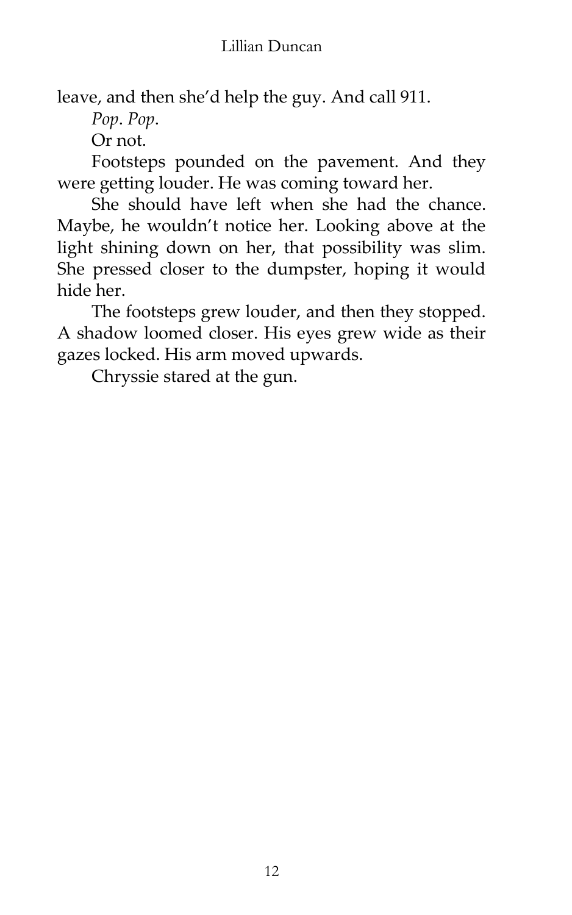leave, and then she'd help the guy. And call 911.

*Pop*. *Pop*.

Or not.

Footsteps pounded on the pavement. And they were getting louder. He was coming toward her.

She should have left when she had the chance. Maybe, he wouldn't notice her. Looking above at the light shining down on her, that possibility was slim. She pressed closer to the dumpster, hoping it would hide her.

The footsteps grew louder, and then they stopped. A shadow loomed closer. His eyes grew wide as their gazes locked. His arm moved upwards.

Chryssie stared at the gun.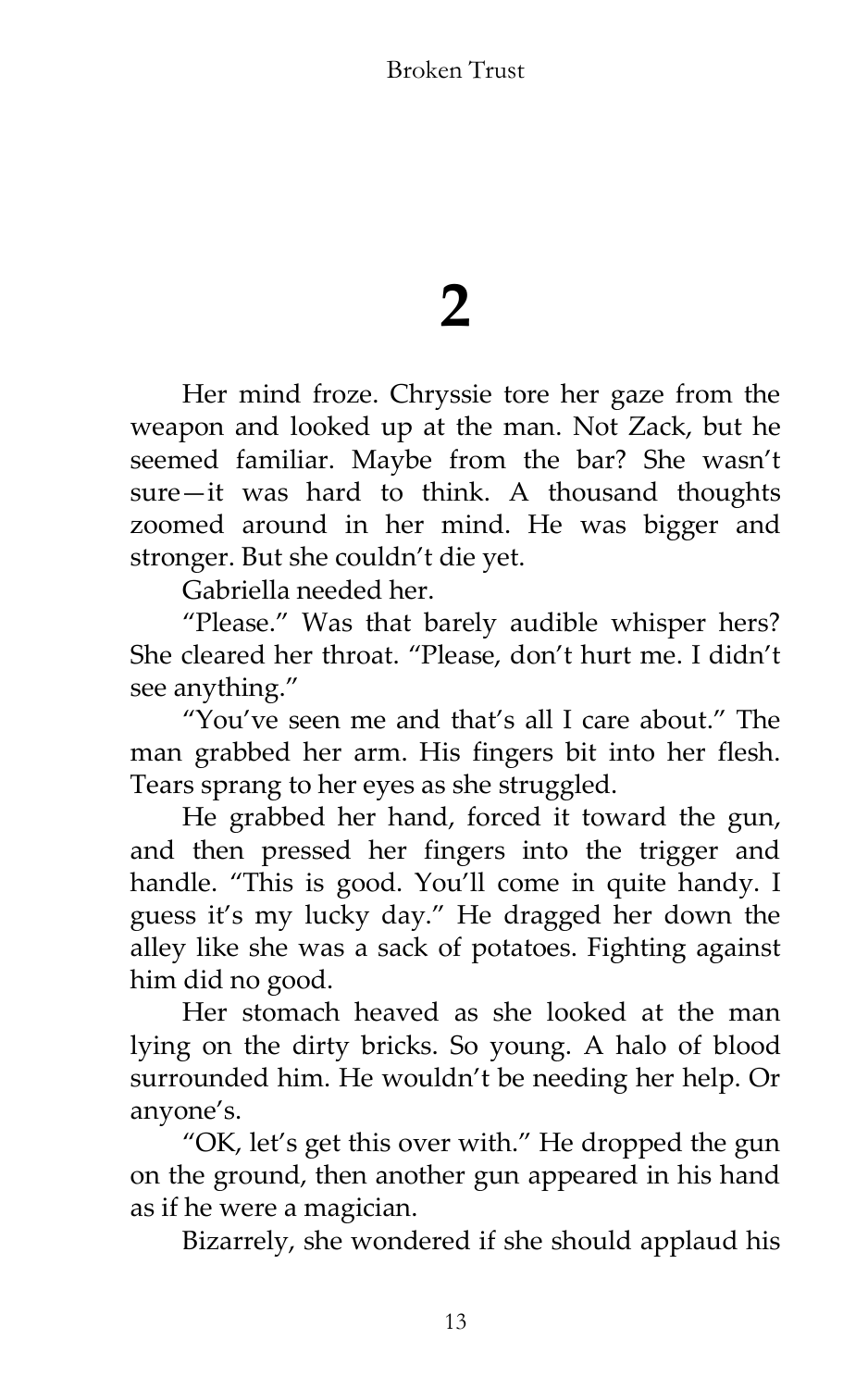# 2

Her mind froze. Chryssie tore her gaze from the weapon and looked up at the man. Not Zack, but he seemed familiar. Maybe from the bar? She wasn't sure—it was hard to think. A thousand thoughts zoomed around in her mind. He was bigger and stronger. But she couldn't die yet.

Gabriella needed her.

"Please." Was that barely audible whisper hers? She cleared her throat. "Please, don't hurt me. I didn't see anything."

"You've seen me and that's all I care about." The man grabbed her arm. His fingers bit into her flesh. Tears sprang to her eyes as she struggled.

He grabbed her hand, forced it toward the gun, and then pressed her fingers into the trigger and handle. "This is good. You'll come in quite handy. I guess it's my lucky day." He dragged her down the alley like she was a sack of potatoes. Fighting against him did no good.

Her stomach heaved as she looked at the man lying on the dirty bricks. So young. A halo of blood surrounded him. He wouldn't be needing her help. Or anyone's.

"OK, let's get this over with." He dropped the gun on the ground, then another gun appeared in his hand as if he were a magician.

Bizarrely, she wondered if she should applaud his